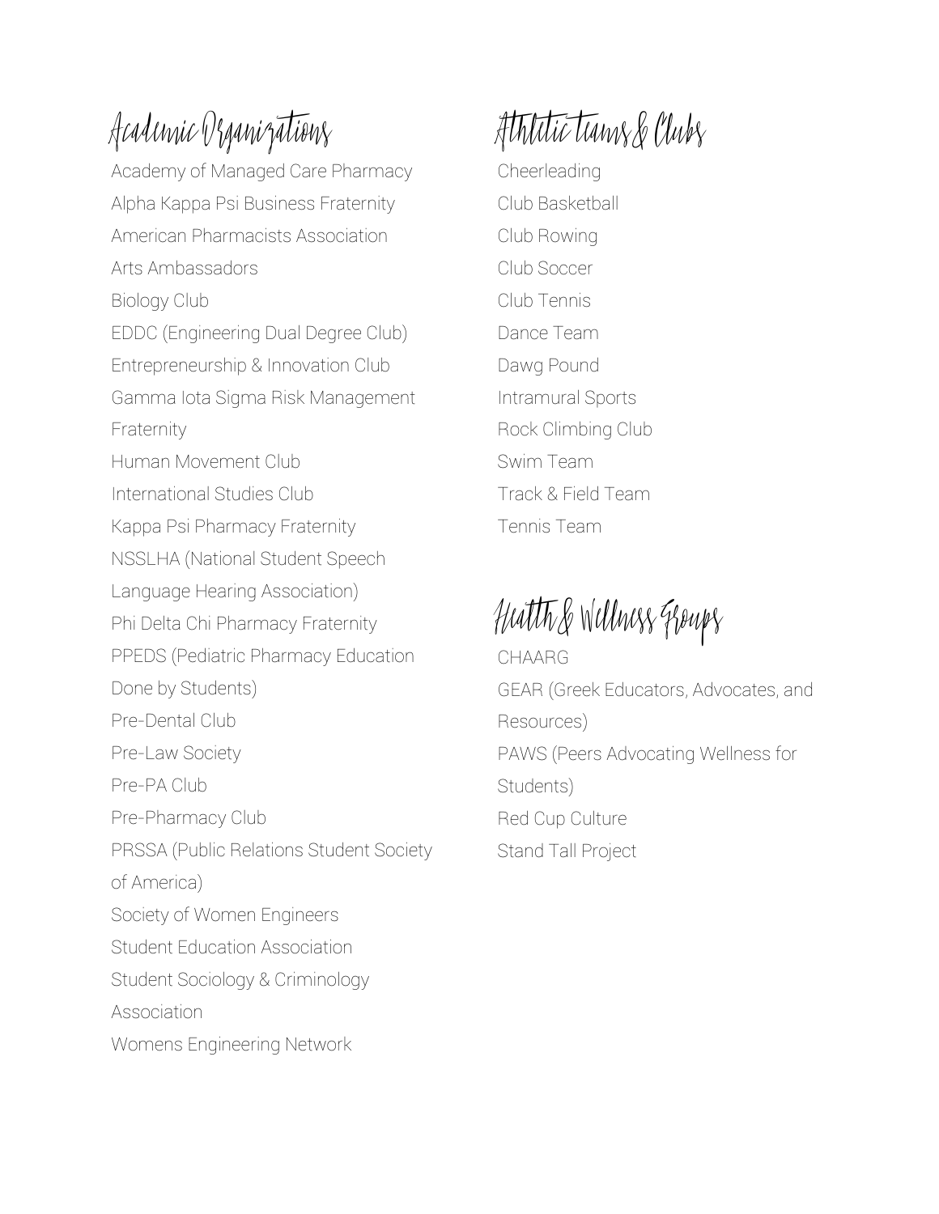## Academic Organizations

Academy of Managed Care Pharmacy
Alpha Kappa Psi Business Fraternity
American Pharmacists Association
Arts Ambassadors
Biology Club
EDDC (Engineering Dual Degree Club)
Entrepreneurship & Innovation Club
Gamma Iota Sigma Risk Management Fraternity
Human Movement Club
International Studies Club
Kappa Psi Pharmacy Fraternity
NSSLHA (National Student Speech Language Hearing Association)
Phi Delta Chi Pharmacy Fraternity
PPEDS (Pediatric Pharmacy Education Done by Students)
Pre-Dental Club
Pre-Law Society
Pre-PA Club
Pre-Pharmacy Club
PRSSA (Public Relations Student Society of America)
Society of Women Engineers
Student Education Association
Student Sociology & Criminology Association
Womens Engineering Network

## Athletic Teams & Clubs

Cheerleading
Club Basketball
Club Rowing
Club Soccer
Club Tennis
Dance Team
Dawg Pound
Intramural Sports
Rock Climbing Club
Swim Team
Track & Field Team
Tennis Team

## Health & Wellness Groups

CHAARG
GEAR (Greek Educators, Advocates, and Resources)
PAWS (Peers Advocating Wellness for Students)
Red Cup Culture
Stand Tall Project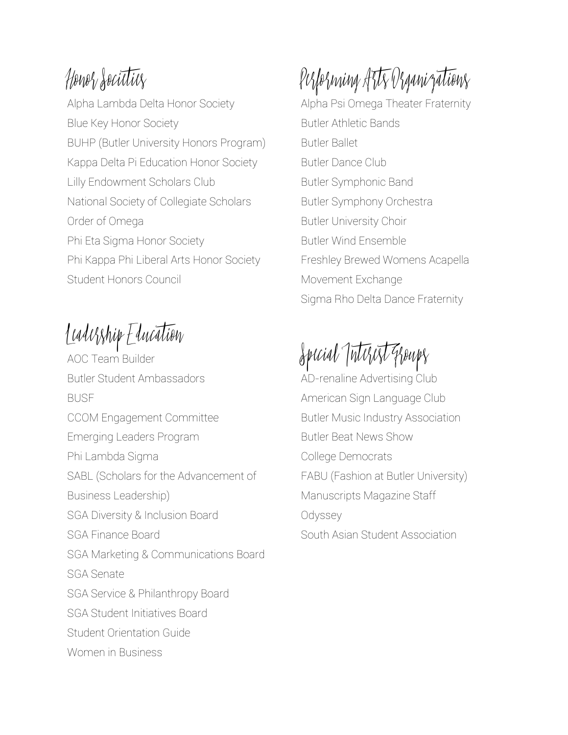## Honor Societies

Alpha Lambda Delta Honor Society
Blue Key Honor Society
BUHP (Butler University Honors Program)
Kappa Delta Pi Education Honor Society
Lilly Endowment Scholars Club
National Society of Collegiate Scholars
Order of Omega
Phi Eta Sigma Honor Society
Phi Kappa Phi Liberal Arts Honor Society
Student Honors Council

## Leadership Education

AOC Team Builder
Butler Student Ambassadors
BUSF
CCOM Engagement Committee
Emerging Leaders Program
Phi Lambda Sigma
SABL (Scholars for the Advancement of Business Leadership)
SGA Diversity & Inclusion Board
SGA Finance Board
SGA Marketing & Communications Board
SGA Senate
SGA Service & Philanthropy Board
SGA Student Initiatives Board
Student Orientation Guide
Women in Business

## Performing Arts Organizations

Alpha Psi Omega Theater Fraternity
Butler Athletic Bands
Butler Ballet
Butler Dance Club
Butler Symphonic Band
Butler Symphony Orchestra
Butler University Choir
Butler Wind Ensemble
Freshley Brewed Womens Acapella
Movement Exchange
Sigma Rho Delta Dance Fraternity

## Special Interest Groups

AD-renaline Advertising Club
American Sign Language Club
Butler Music Industry Association
Butler Beat News Show
College Democrats
FABU (Fashion at Butler University)
Manuscripts Magazine Staff
Odyssey
South Asian Student Association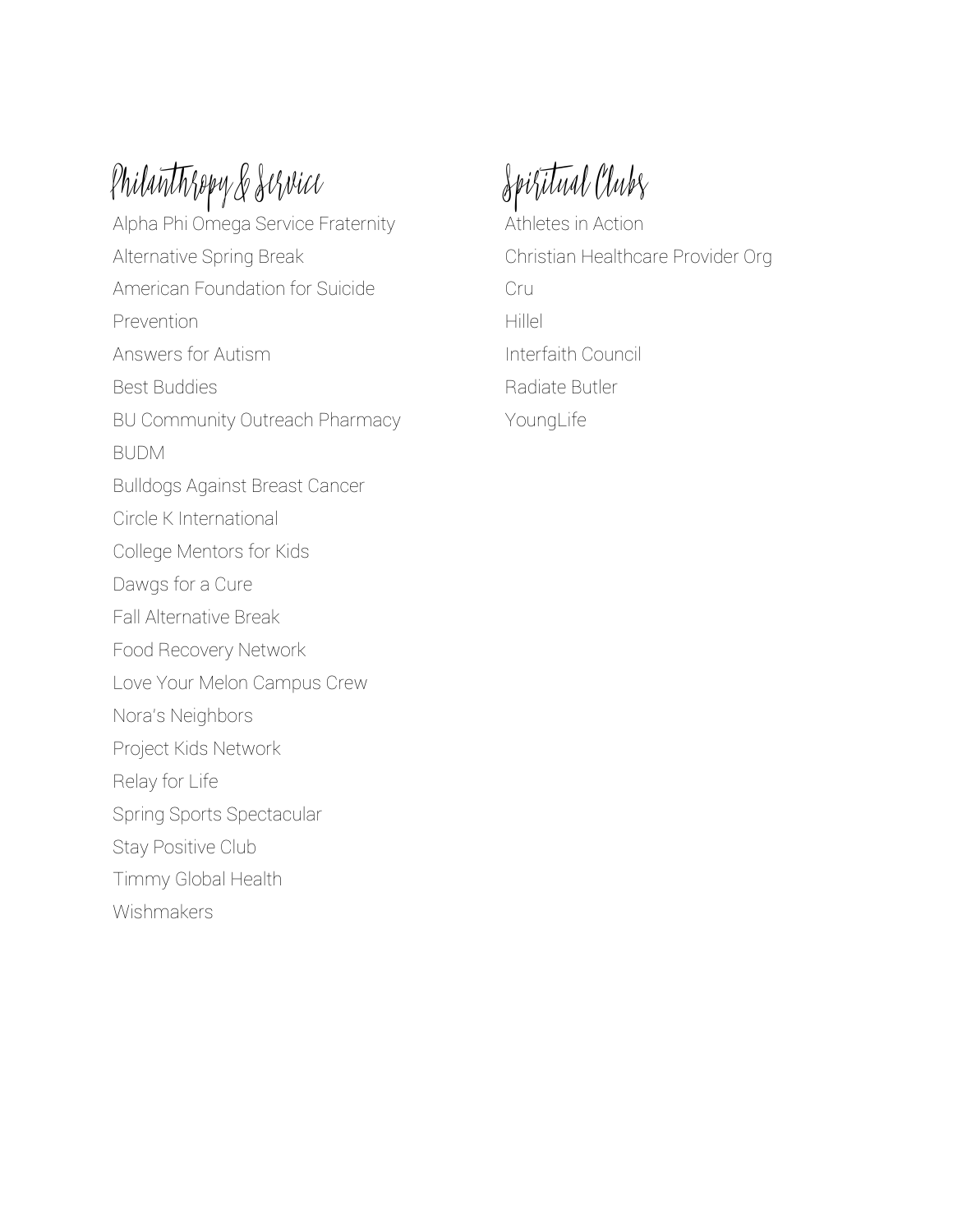## Philanthropy & Service

Alpha Phi Omega Service Fraternity

Alternative Spring Break

American Foundation for Suicide Prevention

Answers for Autism

Best Buddies

BU Community Outreach Pharmacy

BUDM

Bulldogs Against Breast Cancer

Circle K International

College Mentors for Kids

Dawgs for a Cure

Fall Alternative Break

Food Recovery Network

Love Your Melon Campus Crew

Nora's Neighbors

Project Kids Network

Relay for Life

Spring Sports Spectacular

Stay Positive Club

Timmy Global Health

Wishmakers

## Spiritual Clubs

Athletes in Action

Christian Healthcare Provider Org

Cru

Hillel

Interfaith Council

Radiate Butler

YoungLife